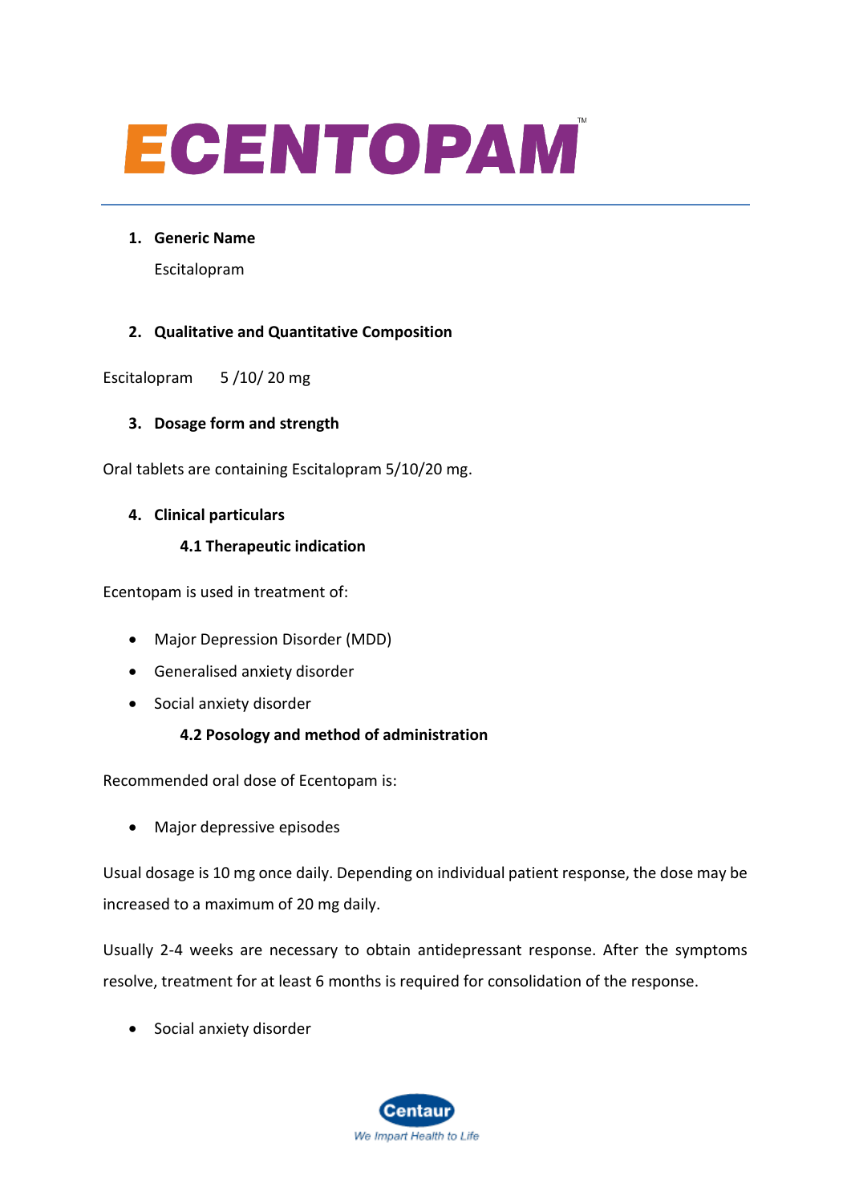# ECENTOPAM™

1. **Generic Name**

   Escitalopram

2. **Qualitative and Quantitative Composition**

Escitalopram 5 /10/ 20 mg

3. **Dosage form and strength**

Oral tablets are containing Escitalopram 5/10/20 mg.

4. **Clinical particulars**

   **4.1 Therapeutic indication**

Ecentopam is used in treatment of:

- Major Depression Disorder (MDD)
- Generalised anxiety disorder
- Social anxiety disorder

   **4.2 Posology and method of administration**

Recommended oral dose of Ecentopam is:

- Major depressive episodes

Usual dosage is 10 mg once daily. Depending on individual patient response, the dose may be increased to a maximum of 20 mg daily.

Usually 2-4 weeks are necessary to obtain antidepressant response. After the symptoms resolve, treatment for at least 6 months is required for consolidation of the response.

- Social anxiety disorder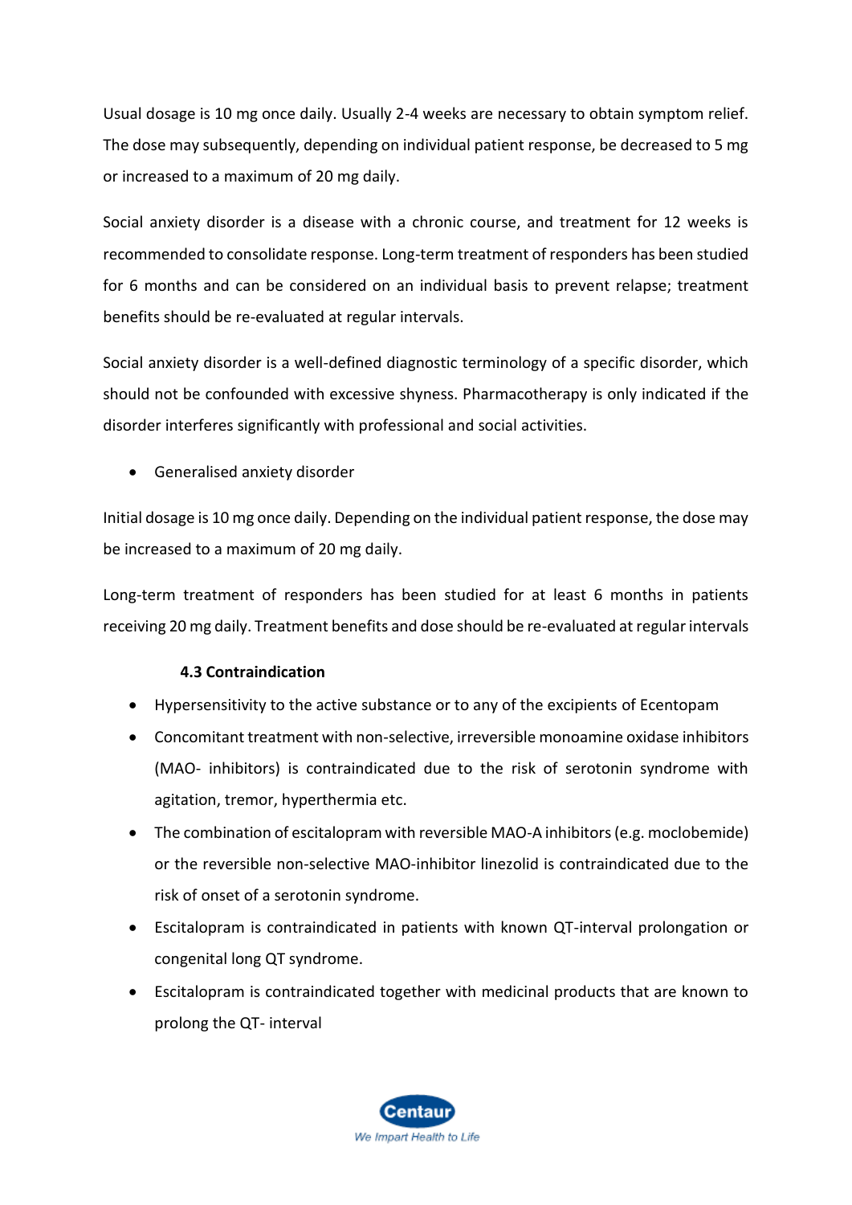Usual dosage is 10 mg once daily. Usually 2-4 weeks are necessary to obtain symptom relief. The dose may subsequently, depending on individual patient response, be decreased to 5 mg or increased to a maximum of 20 mg daily.

Social anxiety disorder is a disease with a chronic course, and treatment for 12 weeks is recommended to consolidate response. Long-term treatment of responders has been studied for 6 months and can be considered on an individual basis to prevent relapse; treatment benefits should be re-evaluated at regular intervals.

Social anxiety disorder is a well-defined diagnostic terminology of a specific disorder, which should not be confounded with excessive shyness. Pharmacotherapy is only indicated if the disorder interferes significantly with professional and social activities.

- Generalised anxiety disorder

Initial dosage is 10 mg once daily. Depending on the individual patient response, the dose may be increased to a maximum of 20 mg daily.

Long-term treatment of responders has been studied for at least 6 months in patients receiving 20 mg daily. Treatment benefits and dose should be re-evaluated at regular intervals

### 4.3 Contraindication

- Hypersensitivity to the active substance or to any of the excipients of Ecentopam
- Concomitant treatment with non-selective, irreversible monoamine oxidase inhibitors (MAO- inhibitors) is contraindicated due to the risk of serotonin syndrome with agitation, tremor, hyperthermia etc.
- The combination of escitalopram with reversible MAO-A inhibitors (e.g. moclobemide) or the reversible non-selective MAO-inhibitor linezolid is contraindicated due to the risk of onset of a serotonin syndrome.
- Escitalopram is contraindicated in patients with known QT-interval prolongation or congenital long QT syndrome.
- Escitalopram is contraindicated together with medicinal products that are known to prolong the QT- interval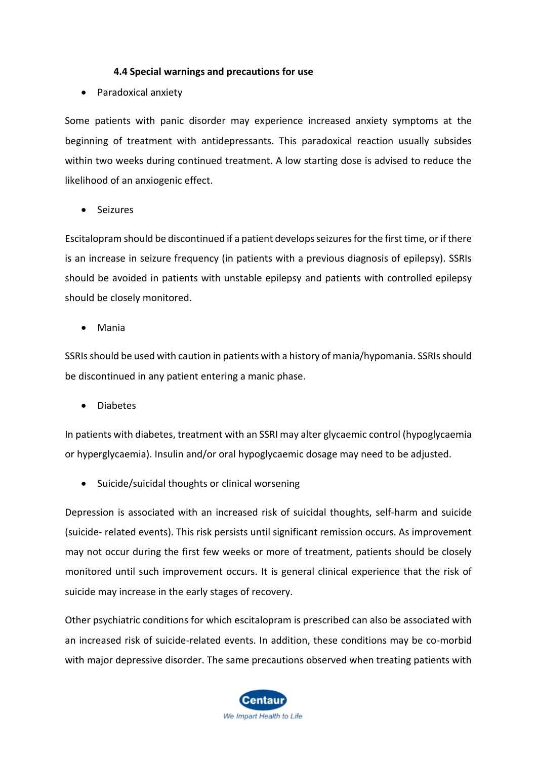#### 4.4 Special warnings and precautions for use

- Paradoxical anxiety

Some patients with panic disorder may experience increased anxiety symptoms at the beginning of treatment with antidepressants. This paradoxical reaction usually subsides within two weeks during continued treatment. A low starting dose is advised to reduce the likelihood of an anxiogenic effect.

- Seizures

Escitalopram should be discontinued if a patient develops seizures for the first time, or if there is an increase in seizure frequency (in patients with a previous diagnosis of epilepsy). SSRIs should be avoided in patients with unstable epilepsy and patients with controlled epilepsy should be closely monitored.

- Mania

SSRIs should be used with caution in patients with a history of mania/hypomania. SSRIs should be discontinued in any patient entering a manic phase.

- Diabetes

In patients with diabetes, treatment with an SSRI may alter glycaemic control (hypoglycaemia or hyperglycaemia). Insulin and/or oral hypoglycaemic dosage may need to be adjusted.

- Suicide/suicidal thoughts or clinical worsening

Depression is associated with an increased risk of suicidal thoughts, self-harm and suicide (suicide- related events). This risk persists until significant remission occurs. As improvement may not occur during the first few weeks or more of treatment, patients should be closely monitored until such improvement occurs. It is general clinical experience that the risk of suicide may increase in the early stages of recovery.

Other psychiatric conditions for which escitalopram is prescribed can also be associated with an increased risk of suicide-related events. In addition, these conditions may be co-morbid with major depressive disorder. The same precautions observed when treating patients with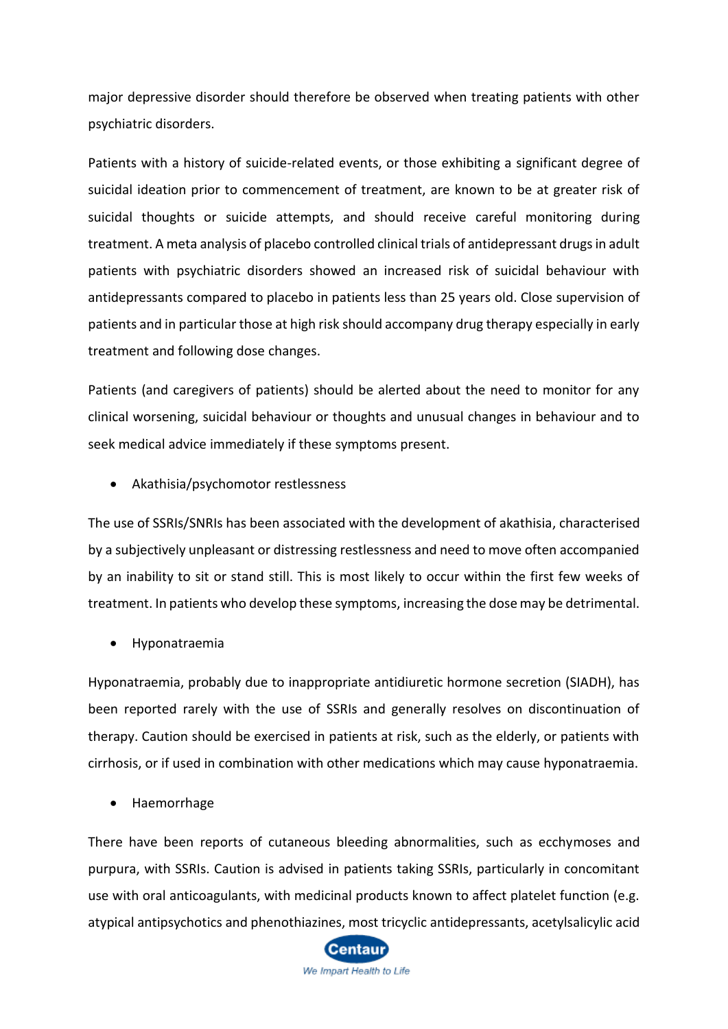major depressive disorder should therefore be observed when treating patients with other psychiatric disorders.

Patients with a history of suicide-related events, or those exhibiting a significant degree of suicidal ideation prior to commencement of treatment, are known to be at greater risk of suicidal thoughts or suicide attempts, and should receive careful monitoring during treatment. A meta analysis of placebo controlled clinical trials of antidepressant drugs in adult patients with psychiatric disorders showed an increased risk of suicidal behaviour with antidepressants compared to placebo in patients less than 25 years old. Close supervision of patients and in particular those at high risk should accompany drug therapy especially in early treatment and following dose changes.

Patients (and caregivers of patients) should be alerted about the need to monitor for any clinical worsening, suicidal behaviour or thoughts and unusual changes in behaviour and to seek medical advice immediately if these symptoms present.

- Akathisia/psychomotor restlessness

The use of SSRIs/SNRIs has been associated with the development of akathisia, characterised by a subjectively unpleasant or distressing restlessness and need to move often accompanied by an inability to sit or stand still. This is most likely to occur within the first few weeks of treatment. In patients who develop these symptoms, increasing the dose may be detrimental.

- Hyponatraemia

Hyponatraemia, probably due to inappropriate antidiuretic hormone secretion (SIADH), has been reported rarely with the use of SSRIs and generally resolves on discontinuation of therapy. Caution should be exercised in patients at risk, such as the elderly, or patients with cirrhosis, or if used in combination with other medications which may cause hyponatraemia.

- Haemorrhage

There have been reports of cutaneous bleeding abnormalities, such as ecchymoses and purpura, with SSRIs. Caution is advised in patients taking SSRIs, particularly in concomitant use with oral anticoagulants, with medicinal products known to affect platelet function (e.g. atypical antipsychotics and phenothiazines, most tricyclic antidepressants, acetylsalicylic acid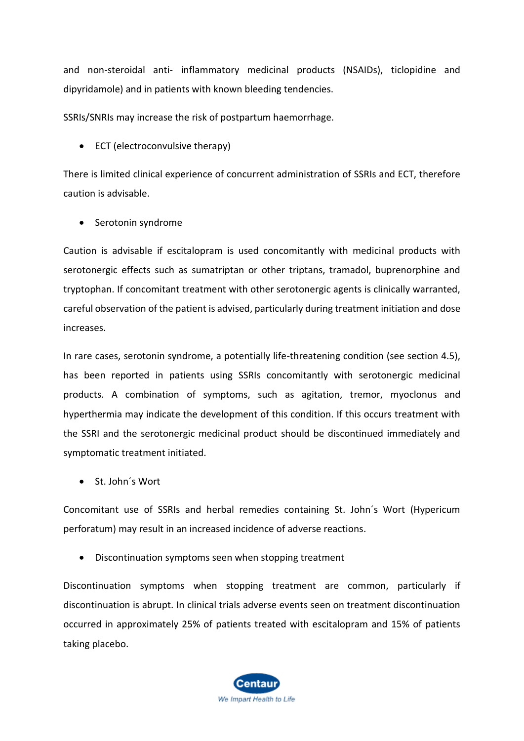and non-steroidal anti- inflammatory medicinal products (NSAIDs), ticlopidine and dipyridamole) and in patients with known bleeding tendencies.

SSRIs/SNRIs may increase the risk of postpartum haemorrhage.

- ECT (electroconvulsive therapy)

There is limited clinical experience of concurrent administration of SSRIs and ECT, therefore caution is advisable.

- Serotonin syndrome

Caution is advisable if escitalopram is used concomitantly with medicinal products with serotonergic effects such as sumatriptan or other triptans, tramadol, buprenorphine and tryptophan. If concomitant treatment with other serotonergic agents is clinically warranted, careful observation of the patient is advised, particularly during treatment initiation and dose increases.

In rare cases, serotonin syndrome, a potentially life-threatening condition (see section 4.5), has been reported in patients using SSRIs concomitantly with serotonergic medicinal products. A combination of symptoms, such as agitation, tremor, myoclonus and hyperthermia may indicate the development of this condition. If this occurs treatment with the SSRI and the serotonergic medicinal product should be discontinued immediately and symptomatic treatment initiated.

- St. John´s Wort

Concomitant use of SSRIs and herbal remedies containing St. John´s Wort (Hypericum perforatum) may result in an increased incidence of adverse reactions.

- Discontinuation symptoms seen when stopping treatment

Discontinuation symptoms when stopping treatment are common, particularly if discontinuation is abrupt. In clinical trials adverse events seen on treatment discontinuation occurred in approximately 25% of patients treated with escitalopram and 15% of patients taking placebo.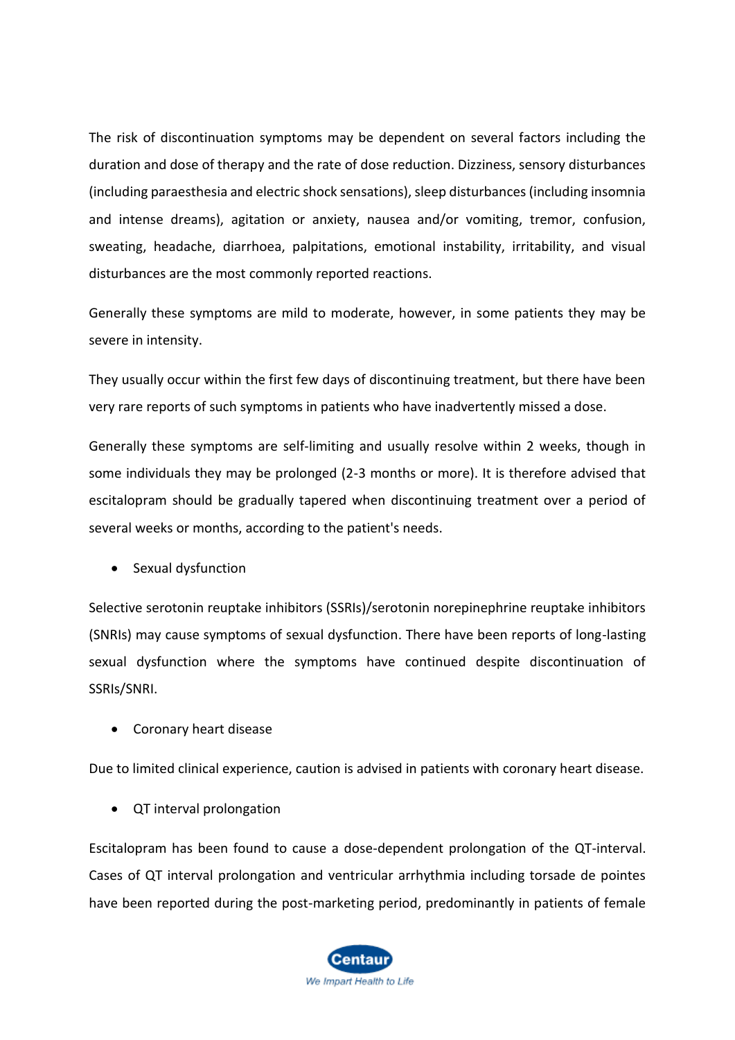The risk of discontinuation symptoms may be dependent on several factors including the duration and dose of therapy and the rate of dose reduction. Dizziness, sensory disturbances (including paraesthesia and electric shock sensations), sleep disturbances (including insomnia and intense dreams), agitation or anxiety, nausea and/or vomiting, tremor, confusion, sweating, headache, diarrhoea, palpitations, emotional instability, irritability, and visual disturbances are the most commonly reported reactions.

Generally these symptoms are mild to moderate, however, in some patients they may be severe in intensity.

They usually occur within the first few days of discontinuing treatment, but there have been very rare reports of such symptoms in patients who have inadvertently missed a dose.

Generally these symptoms are self-limiting and usually resolve within 2 weeks, though in some individuals they may be prolonged (2-3 months or more). It is therefore advised that escitalopram should be gradually tapered when discontinuing treatment over a period of several weeks or months, according to the patient's needs.

- Sexual dysfunction

Selective serotonin reuptake inhibitors (SSRIs)/serotonin norepinephrine reuptake inhibitors (SNRIs) may cause symptoms of sexual dysfunction. There have been reports of long-lasting sexual dysfunction where the symptoms have continued despite discontinuation of SSRIs/SNRI.

- Coronary heart disease

Due to limited clinical experience, caution is advised in patients with coronary heart disease.

- QT interval prolongation

Escitalopram has been found to cause a dose-dependent prolongation of the QT-interval. Cases of QT interval prolongation and ventricular arrhythmia including torsade de pointes have been reported during the post-marketing period, predominantly in patients of female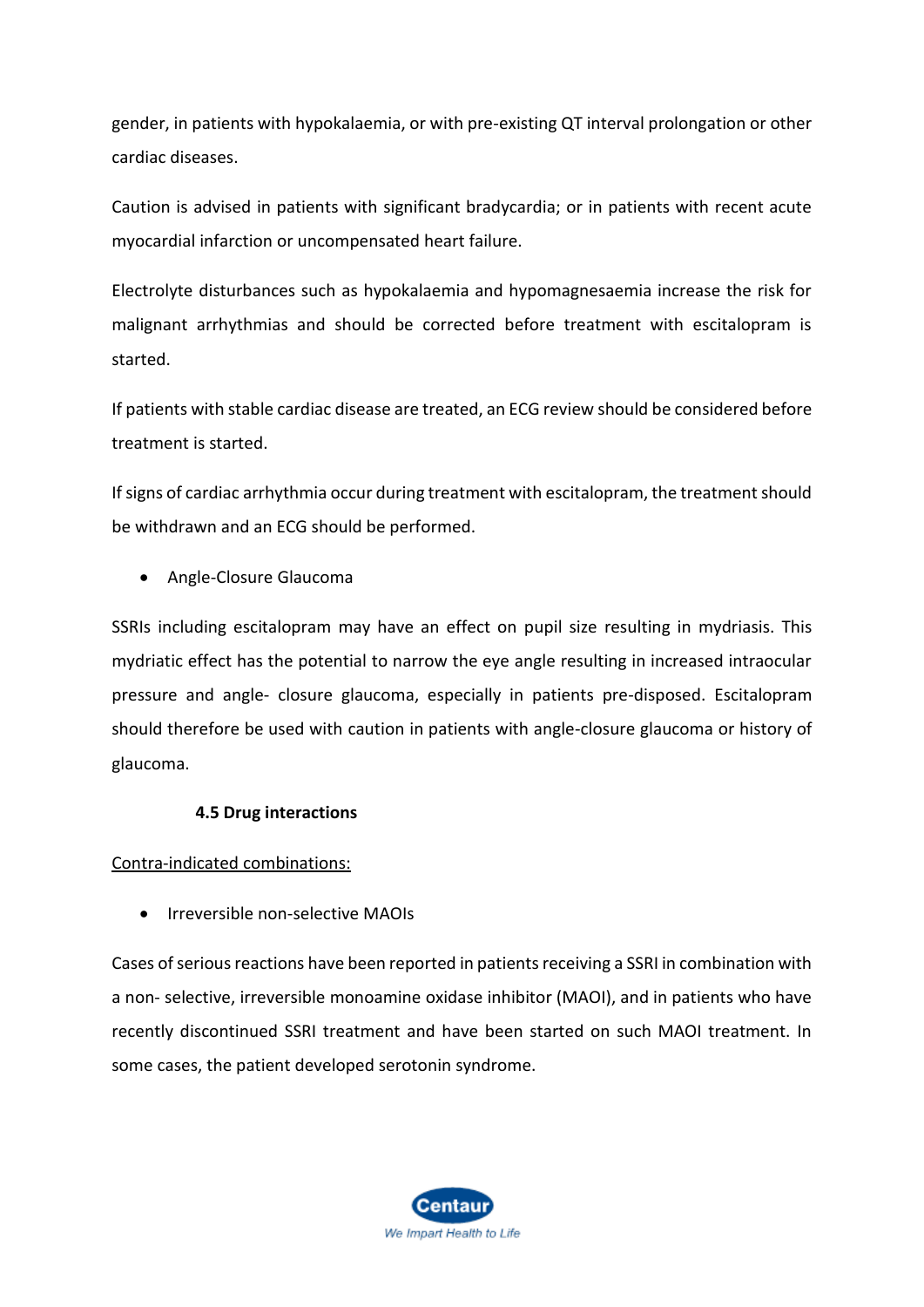gender, in patients with hypokalaemia, or with pre-existing QT interval prolongation or other cardiac diseases.

Caution is advised in patients with significant bradycardia; or in patients with recent acute myocardial infarction or uncompensated heart failure.

Electrolyte disturbances such as hypokalaemia and hypomagnesaemia increase the risk for malignant arrhythmias and should be corrected before treatment with escitalopram is started.

If patients with stable cardiac disease are treated, an ECG review should be considered before treatment is started.

If signs of cardiac arrhythmia occur during treatment with escitalopram, the treatment should be withdrawn and an ECG should be performed.

- Angle-Closure Glaucoma

SSRIs including escitalopram may have an effect on pupil size resulting in mydriasis. This mydriatic effect has the potential to narrow the eye angle resulting in increased intraocular pressure and angle- closure glaucoma, especially in patients pre-disposed. Escitalopram should therefore be used with caution in patients with angle-closure glaucoma or history of glaucoma.

### 4.5 Drug interactions

<u>Contra-indicated combinations:</u>

- Irreversible non-selective MAOIs

Cases of serious reactions have been reported in patients receiving a SSRI in combination with a non- selective, irreversible monoamine oxidase inhibitor (MAOI), and in patients who have recently discontinued SSRI treatment and have been started on such MAOI treatment. In some cases, the patient developed serotonin syndrome.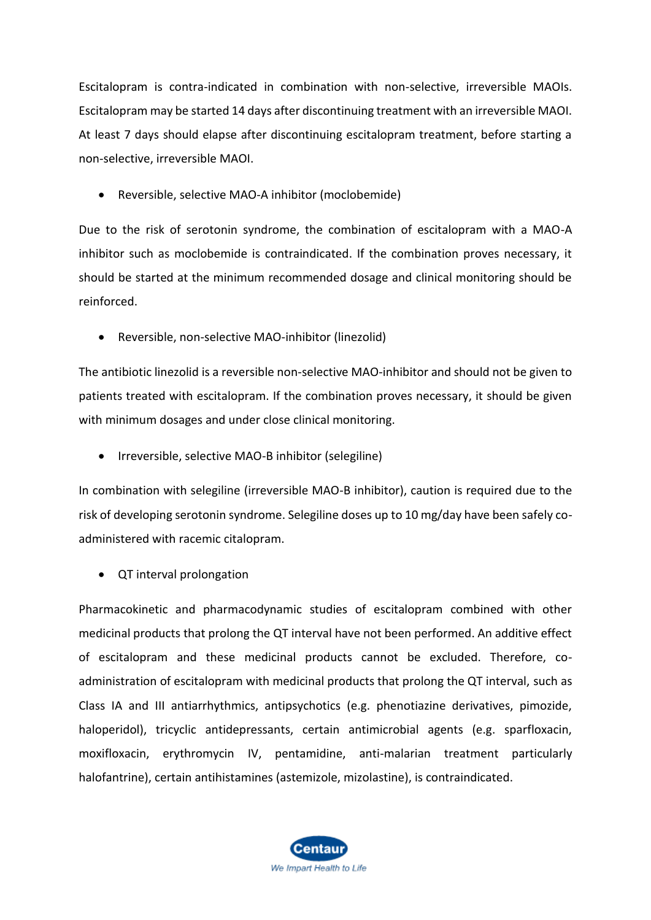Escitalopram is contra-indicated in combination with non-selective, irreversible MAOIs. Escitalopram may be started 14 days after discontinuing treatment with an irreversible MAOI. At least 7 days should elapse after discontinuing escitalopram treatment, before starting a non-selective, irreversible MAOI.

- Reversible, selective MAO-A inhibitor (moclobemide)

Due to the risk of serotonin syndrome, the combination of escitalopram with a MAO-A inhibitor such as moclobemide is contraindicated. If the combination proves necessary, it should be started at the minimum recommended dosage and clinical monitoring should be reinforced.

- Reversible, non-selective MAO-inhibitor (linezolid)

The antibiotic linezolid is a reversible non-selective MAO-inhibitor and should not be given to patients treated with escitalopram. If the combination proves necessary, it should be given with minimum dosages and under close clinical monitoring.

- Irreversible, selective MAO-B inhibitor (selegiline)

In combination with selegiline (irreversible MAO-B inhibitor), caution is required due to the risk of developing serotonin syndrome. Selegiline doses up to 10 mg/day have been safely co-administered with racemic citalopram.

- QT interval prolongation

Pharmacokinetic and pharmacodynamic studies of escitalopram combined with other medicinal products that prolong the QT interval have not been performed. An additive effect of escitalopram and these medicinal products cannot be excluded. Therefore, co-administration of escitalopram with medicinal products that prolong the QT interval, such as Class IA and III antiarrhythmics, antipsychotics (e.g. phenotiazine derivatives, pimozide, haloperidol), tricyclic antidepressants, certain antimicrobial agents (e.g. sparfloxacin, moxifloxacin, erythromycin IV, pentamidine, anti-malarian treatment particularly halofantrine), certain antihistamines (astemizole, mizolastine), is contraindicated.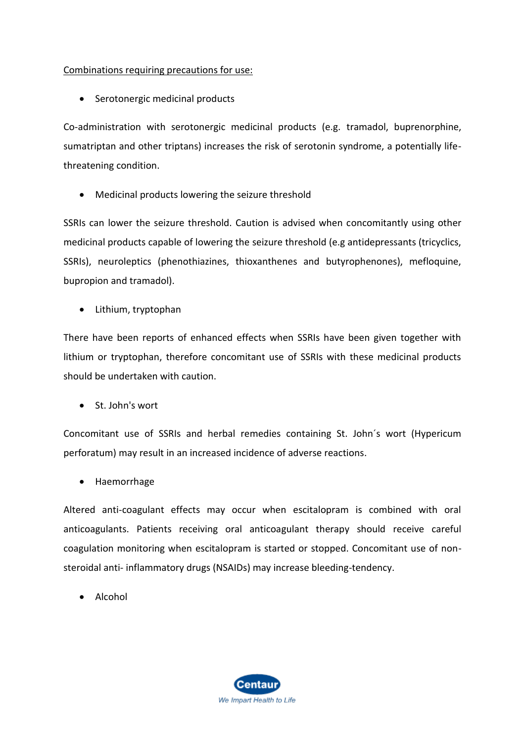<u>Combinations requiring precautions for use:</u>

- Serotonergic medicinal products

Co-administration with serotonergic medicinal products (e.g. tramadol, buprenorphine, sumatriptan and other triptans) increases the risk of serotonin syndrome, a potentially life-threatening condition.

- Medicinal products lowering the seizure threshold

SSRIs can lower the seizure threshold. Caution is advised when concomitantly using other medicinal products capable of lowering the seizure threshold (e.g antidepressants (tricyclics, SSRIs), neuroleptics (phenothiazines, thioxanthenes and butyrophenones), mefloquine, bupropion and tramadol).

- Lithium, tryptophan

There have been reports of enhanced effects when SSRIs have been given together with lithium or tryptophan, therefore concomitant use of SSRIs with these medicinal products should be undertaken with caution.

- St. John's wort

Concomitant use of SSRIs and herbal remedies containing St. John´s wort (Hypericum perforatum) may result in an increased incidence of adverse reactions.

- Haemorrhage

Altered anti-coagulant effects may occur when escitalopram is combined with oral anticoagulants. Patients receiving oral anticoagulant therapy should receive careful coagulation monitoring when escitalopram is started or stopped. Concomitant use of non-steroidal anti- inflammatory drugs (NSAIDs) may increase bleeding-tendency.

- Alcohol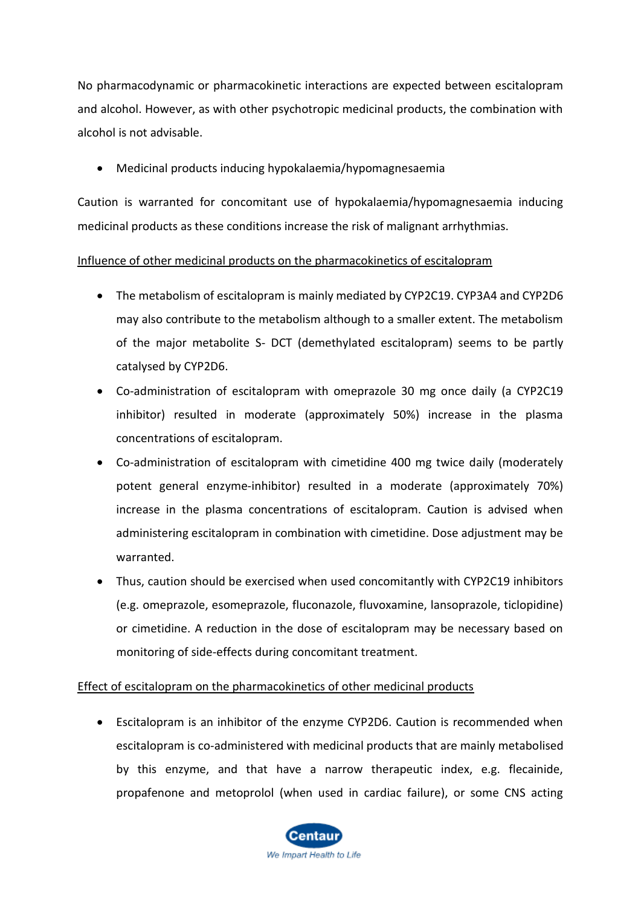No pharmacodynamic or pharmacokinetic interactions are expected between escitalopram and alcohol. However, as with other psychotropic medicinal products, the combination with alcohol is not advisable.

- Medicinal products inducing hypokalaemia/hypomagnesaemia

Caution is warranted for concomitant use of hypokalaemia/hypomagnesaemia inducing medicinal products as these conditions increase the risk of malignant arrhythmias.

Influence of other medicinal products on the pharmacokinetics of escitalopram

- The metabolism of escitalopram is mainly mediated by CYP2C19. CYP3A4 and CYP2D6 may also contribute to the metabolism although to a smaller extent. The metabolism of the major metabolite S- DCT (demethylated escitalopram) seems to be partly catalysed by CYP2D6.
- Co-administration of escitalopram with omeprazole 30 mg once daily (a CYP2C19 inhibitor) resulted in moderate (approximately 50%) increase in the plasma concentrations of escitalopram.
- Co-administration of escitalopram with cimetidine 400 mg twice daily (moderately potent general enzyme-inhibitor) resulted in a moderate (approximately 70%) increase in the plasma concentrations of escitalopram. Caution is advised when administering escitalopram in combination with cimetidine. Dose adjustment may be warranted.
- Thus, caution should be exercised when used concomitantly with CYP2C19 inhibitors (e.g. omeprazole, esomeprazole, fluconazole, fluvoxamine, lansoprazole, ticlopidine) or cimetidine. A reduction in the dose of escitalopram may be necessary based on monitoring of side-effects during concomitant treatment.

Effect of escitalopram on the pharmacokinetics of other medicinal products

- Escitalopram is an inhibitor of the enzyme CYP2D6. Caution is recommended when escitalopram is co-administered with medicinal products that are mainly metabolised by this enzyme, and that have a narrow therapeutic index, e.g. flecainide, propafenone and metoprolol (when used in cardiac failure), or some CNS acting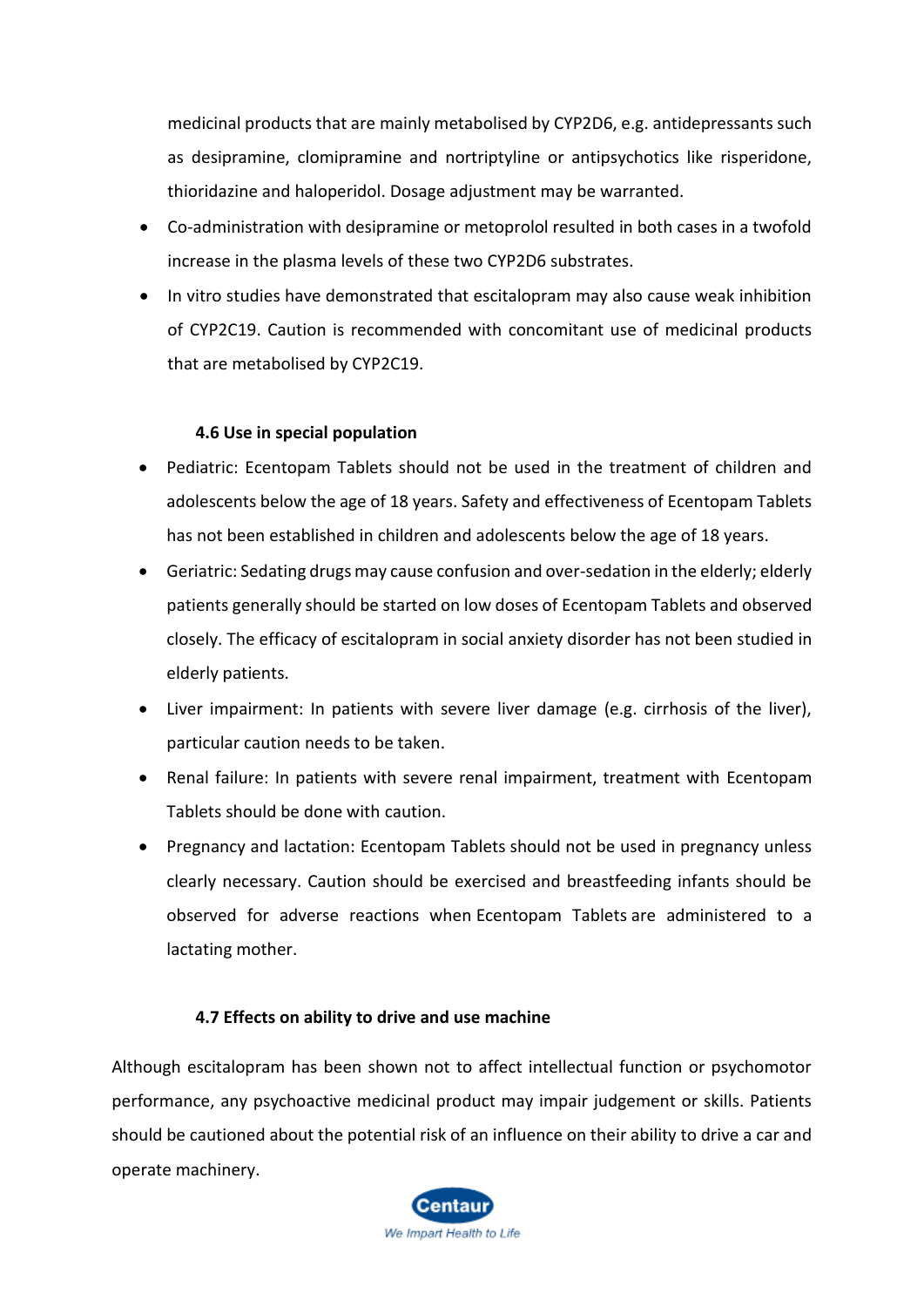medicinal products that are mainly metabolised by CYP2D6, e.g. antidepressants such as desipramine, clomipramine and nortriptyline or antipsychotics like risperidone, thioridazine and haloperidol. Dosage adjustment may be warranted.

- Co-administration with desipramine or metoprolol resulted in both cases in a twofold increase in the plasma levels of these two CYP2D6 substrates.
- In vitro studies have demonstrated that escitalopram may also cause weak inhibition of CYP2C19. Caution is recommended with concomitant use of medicinal products that are metabolised by CYP2C19.

### 4.6 Use in special population

- Pediatric: Ecentopam Tablets should not be used in the treatment of children and adolescents below the age of 18 years. Safety and effectiveness of Ecentopam Tablets has not been established in children and adolescents below the age of 18 years.
- Geriatric: Sedating drugs may cause confusion and over-sedation in the elderly; elderly patients generally should be started on low doses of Ecentopam Tablets and observed closely. The efficacy of escitalopram in social anxiety disorder has not been studied in elderly patients.
- Liver impairment: In patients with severe liver damage (e.g. cirrhosis of the liver), particular caution needs to be taken.
- Renal failure: In patients with severe renal impairment, treatment with Ecentopam Tablets should be done with caution.
- Pregnancy and lactation: Ecentopam Tablets should not be used in pregnancy unless clearly necessary. Caution should be exercised and breastfeeding infants should be observed for adverse reactions when Ecentopam Tablets are administered to a lactating mother.

### 4.7 Effects on ability to drive and use machine

Although escitalopram has been shown not to affect intellectual function or psychomotor performance, any psychoactive medicinal product may impair judgement or skills. Patients should be cautioned about the potential risk of an influence on their ability to drive a car and operate machinery.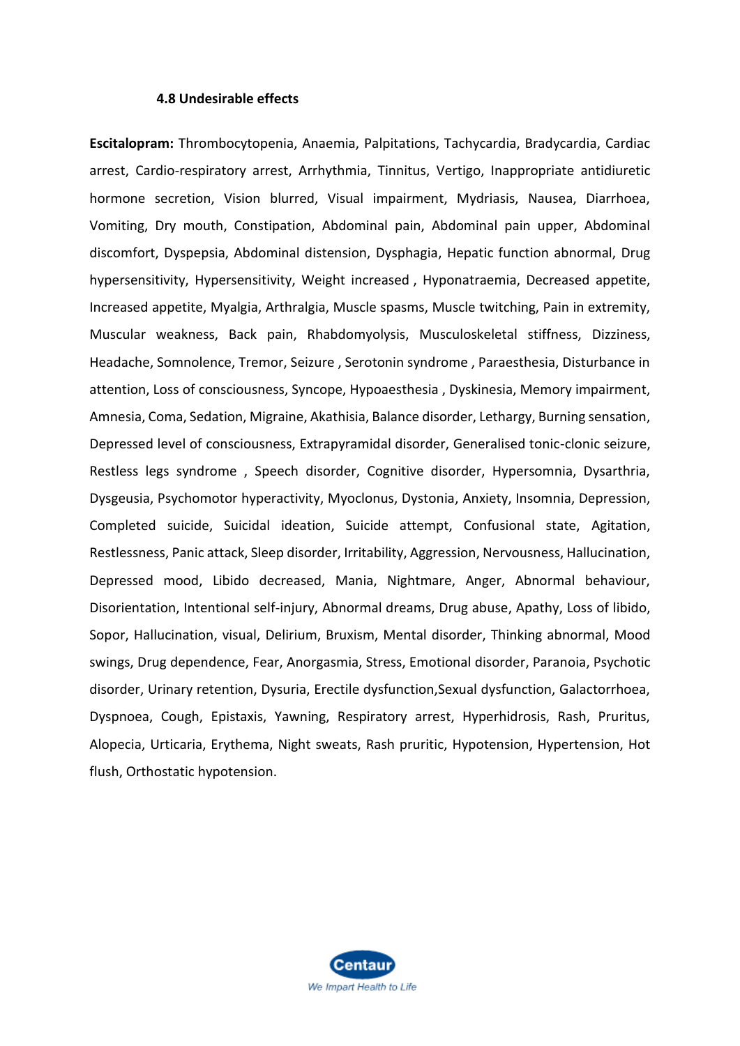### 4.8 Undesirable effects

**Escitalopram:** Thrombocytopenia, Anaemia, Palpitations, Tachycardia, Bradycardia, Cardiac arrest, Cardio-respiratory arrest, Arrhythmia, Tinnitus, Vertigo, Inappropriate antidiuretic hormone secretion, Vision blurred, Visual impairment, Mydriasis, Nausea, Diarrhoea, Vomiting, Dry mouth, Constipation, Abdominal pain, Abdominal pain upper, Abdominal discomfort, Dyspepsia, Abdominal distension, Dysphagia, Hepatic function abnormal, Drug hypersensitivity, Hypersensitivity, Weight increased , Hyponatraemia, Decreased appetite, Increased appetite, Myalgia, Arthralgia, Muscle spasms, Muscle twitching, Pain in extremity, Muscular weakness, Back pain, Rhabdomyolysis, Musculoskeletal stiffness, Dizziness, Headache, Somnolence, Tremor, Seizure , Serotonin syndrome , Paraesthesia, Disturbance in attention, Loss of consciousness, Syncope, Hypoaesthesia , Dyskinesia, Memory impairment, Amnesia, Coma, Sedation, Migraine, Akathisia, Balance disorder, Lethargy, Burning sensation, Depressed level of consciousness, Extrapyramidal disorder, Generalised tonic-clonic seizure, Restless legs syndrome , Speech disorder, Cognitive disorder, Hypersomnia, Dysarthria, Dysgeusia, Psychomotor hyperactivity, Myoclonus, Dystonia, Anxiety, Insomnia, Depression, Completed suicide, Suicidal ideation, Suicide attempt, Confusional state, Agitation, Restlessness, Panic attack, Sleep disorder, Irritability, Aggression, Nervousness, Hallucination, Depressed mood, Libido decreased, Mania, Nightmare, Anger, Abnormal behaviour, Disorientation, Intentional self-injury, Abnormal dreams, Drug abuse, Apathy, Loss of libido, Sopor, Hallucination, visual, Delirium, Bruxism, Mental disorder, Thinking abnormal, Mood swings, Drug dependence, Fear, Anorgasmia, Stress, Emotional disorder, Paranoia, Psychotic disorder, Urinary retention, Dysuria, Erectile dysfunction,Sexual dysfunction, Galactorrhoea, Dyspnoea, Cough, Epistaxis, Yawning, Respiratory arrest, Hyperhidrosis, Rash, Pruritus, Alopecia, Urticaria, Erythema, Night sweats, Rash pruritic, Hypotension, Hypertension, Hot flush, Orthostatic hypotension.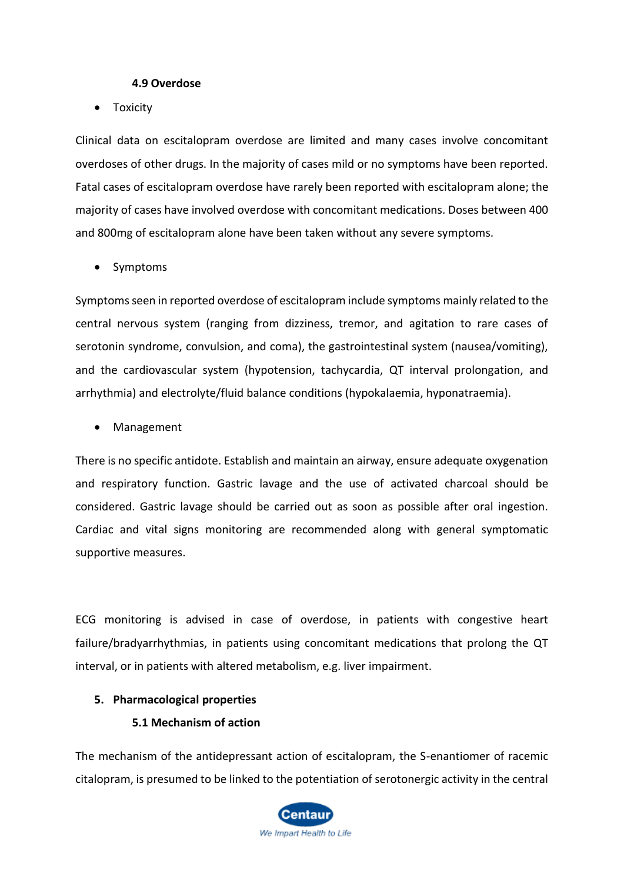### 4.9 Overdose

- Toxicity

Clinical data on escitalopram overdose are limited and many cases involve concomitant overdoses of other drugs. In the majority of cases mild or no symptoms have been reported. Fatal cases of escitalopram overdose have rarely been reported with escitalopram alone; the majority of cases have involved overdose with concomitant medications. Doses between 400 and 800mg of escitalopram alone have been taken without any severe symptoms.

- Symptoms

Symptoms seen in reported overdose of escitalopram include symptoms mainly related to the central nervous system (ranging from dizziness, tremor, and agitation to rare cases of serotonin syndrome, convulsion, and coma), the gastrointestinal system (nausea/vomiting), and the cardiovascular system (hypotension, tachycardia, QT interval prolongation, and arrhythmia) and electrolyte/fluid balance conditions (hypokalaemia, hyponatraemia).

- Management

There is no specific antidote. Establish and maintain an airway, ensure adequate oxygenation and respiratory function. Gastric lavage and the use of activated charcoal should be considered. Gastric lavage should be carried out as soon as possible after oral ingestion. Cardiac and vital signs monitoring are recommended along with general symptomatic supportive measures.

ECG monitoring is advised in case of overdose, in patients with congestive heart failure/bradyarrhythmias, in patients using concomitant medications that prolong the QT interval, or in patients with altered metabolism, e.g. liver impairment.

## 5. Pharmacological properties

### 5.1 Mechanism of action

The mechanism of the antidepressant action of escitalopram, the S-enantiomer of racemic citalopram, is presumed to be linked to the potentiation of serotonergic activity in the central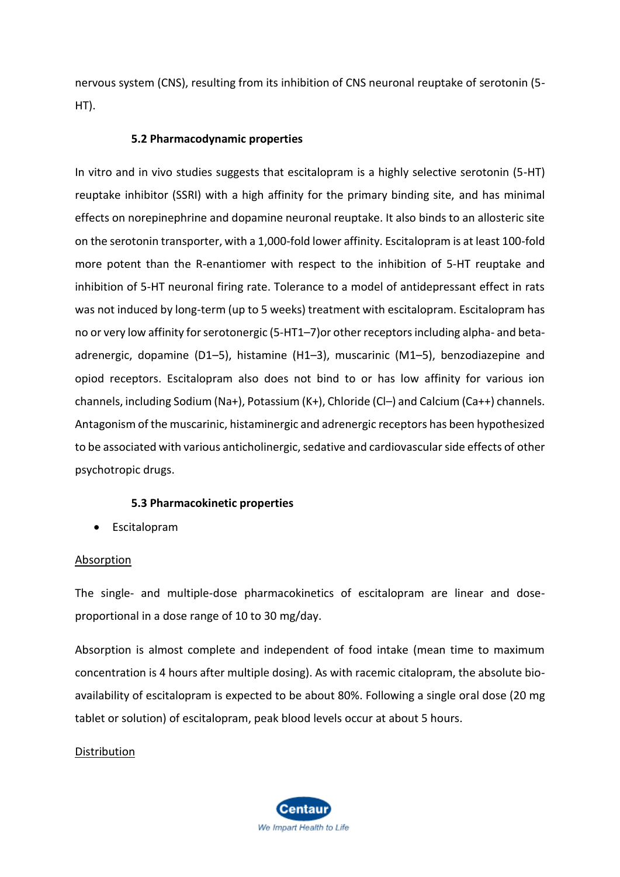nervous system (CNS), resulting from its inhibition of CNS neuronal reuptake of serotonin (5-HT).

### 5.2 Pharmacodynamic properties

In vitro and in vivo studies suggests that escitalopram is a highly selective serotonin (5-HT) reuptake inhibitor (SSRI) with a high affinity for the primary binding site, and has minimal effects on norepinephrine and dopamine neuronal reuptake. It also binds to an allosteric site on the serotonin transporter, with a 1,000-fold lower affinity. Escitalopram is at least 100-fold more potent than the R-enantiomer with respect to the inhibition of 5-HT reuptake and inhibition of 5-HT neuronal firing rate. Tolerance to a model of antidepressant effect in rats was not induced by long-term (up to 5 weeks) treatment with escitalopram. Escitalopram has no or very low affinity for serotonergic (5-HT1–7)or other receptors including alpha- and beta-adrenergic, dopamine (D1–5), histamine (H1–3), muscarinic (M1–5), benzodiazepine and opiod receptors. Escitalopram also does not bind to or has low affinity for various ion channels, including Sodium (Na+), Potassium (K+), Chloride (Cl–) and Calcium (Ca++) channels. Antagonism of the muscarinic, histaminergic and adrenergic receptors has been hypothesized to be associated with various anticholinergic, sedative and cardiovascular side effects of other psychotropic drugs.

### 5.3 Pharmacokinetic properties

- Escitalopram

<u>Absorption</u>

The single- and multiple-dose pharmacokinetics of escitalopram are linear and dose-proportional in a dose range of 10 to 30 mg/day.

Absorption is almost complete and independent of food intake (mean time to maximum concentration is 4 hours after multiple dosing). As with racemic citalopram, the absolute bio-availability of escitalopram is expected to be about 80%. Following a single oral dose (20 mg tablet or solution) of escitalopram, peak blood levels occur at about 5 hours.

<u>Distribution</u>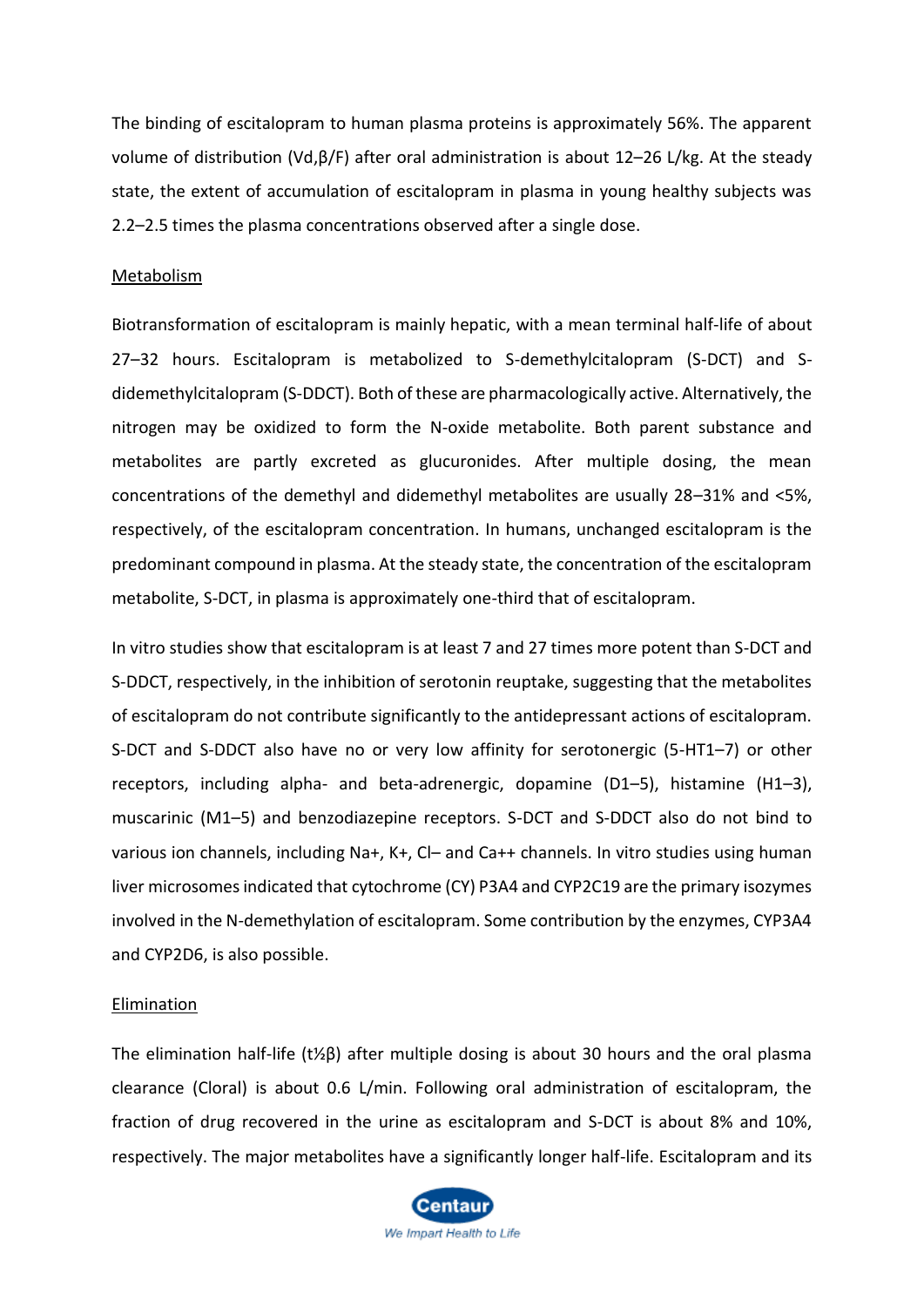The binding of escitalopram to human plasma proteins is approximately 56%. The apparent volume of distribution (Vd,β/F) after oral administration is about 12–26 L/kg. At the steady state, the extent of accumulation of escitalopram in plasma in young healthy subjects was 2.2–2.5 times the plasma concentrations observed after a single dose.

Metabolism

Biotransformation of escitalopram is mainly hepatic, with a mean terminal half-life of about 27–32 hours. Escitalopram is metabolized to S-demethylcitalopram (S-DCT) and S-didemethylcitalopram (S-DDCT). Both of these are pharmacologically active. Alternatively, the nitrogen may be oxidized to form the N-oxide metabolite. Both parent substance and metabolites are partly excreted as glucuronides. After multiple dosing, the mean concentrations of the demethyl and didemethyl metabolites are usually 28–31% and <5%, respectively, of the escitalopram concentration. In humans, unchanged escitalopram is the predominant compound in plasma. At the steady state, the concentration of the escitalopram metabolite, S-DCT, in plasma is approximately one-third that of escitalopram.

In vitro studies show that escitalopram is at least 7 and 27 times more potent than S-DCT and S-DDCT, respectively, in the inhibition of serotonin reuptake, suggesting that the metabolites of escitalopram do not contribute significantly to the antidepressant actions of escitalopram. S-DCT and S-DDCT also have no or very low affinity for serotonergic (5-HT1–7) or other receptors, including alpha- and beta-adrenergic, dopamine (D1–5), histamine (H1–3), muscarinic (M1–5) and benzodiazepine receptors. S-DCT and S-DDCT also do not bind to various ion channels, including $Na^+$, $K^+$, $Cl^-$ and $Ca^{++}$ channels. In vitro studies using human liver microsomes indicated that cytochrome (CY) P3A4 and CYP2C19 are the primary isozymes involved in the N-demethylation of escitalopram. Some contribution by the enzymes, CYP3A4 and CYP2D6, is also possible.

Elimination

The elimination half-life (t½β) after multiple dosing is about 30 hours and the oral plasma clearance (Cloral) is about 0.6 L/min. Following oral administration of escitalopram, the fraction of drug recovered in the urine as escitalopram and S-DCT is about 8% and 10%, respectively. The major metabolites have a significantly longer half-life. Escitalopram and its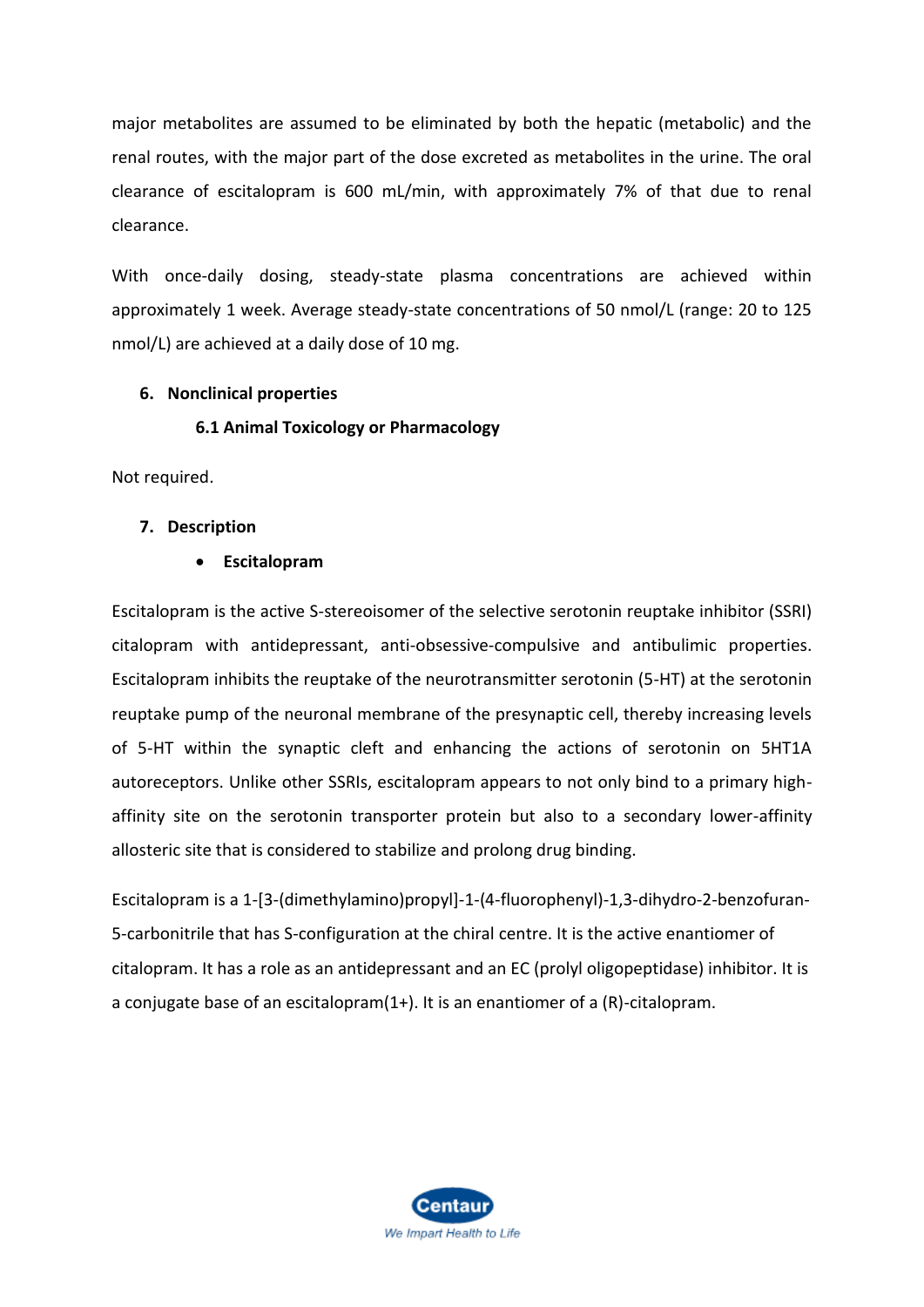major metabolites are assumed to be eliminated by both the hepatic (metabolic) and the renal routes, with the major part of the dose excreted as metabolites in the urine. The oral clearance of escitalopram is 600 mL/min, with approximately 7% of that due to renal clearance.

With once-daily dosing, steady-state plasma concentrations are achieved within approximately 1 week. Average steady-state concentrations of 50 nmol/L (range: 20 to 125 nmol/L) are achieved at a daily dose of 10 mg.

## 6. Nonclinical properties

### 6.1 Animal Toxicology or Pharmacology

Not required.

## 7. Description

- **Escitalopram**

Escitalopram is the active S-stereoisomer of the selective serotonin reuptake inhibitor (SSRI) citalopram with antidepressant, anti-obsessive-compulsive and antibulimic properties. Escitalopram inhibits the reuptake of the neurotransmitter serotonin (5-HT) at the serotonin reuptake pump of the neuronal membrane of the presynaptic cell, thereby increasing levels of 5-HT within the synaptic cleft and enhancing the actions of serotonin on 5HT1A autoreceptors. Unlike other SSRIs, escitalopram appears to not only bind to a primary high-affinity site on the serotonin transporter protein but also to a secondary lower-affinity allosteric site that is considered to stabilize and prolong drug binding.

Escitalopram is a 1-[3-(dimethylamino)propyl]-1-(4-fluorophenyl)-1,3-dihydro-2-benzofuran-5-carbonitrile that has S-configuration at the chiral centre. It is the active enantiomer of citalopram. It has a role as an antidepressant and an EC (prolyl oligopeptidase) inhibitor. It is a conjugate base of an escitalopram(1+). It is an enantiomer of a (R)-citalopram.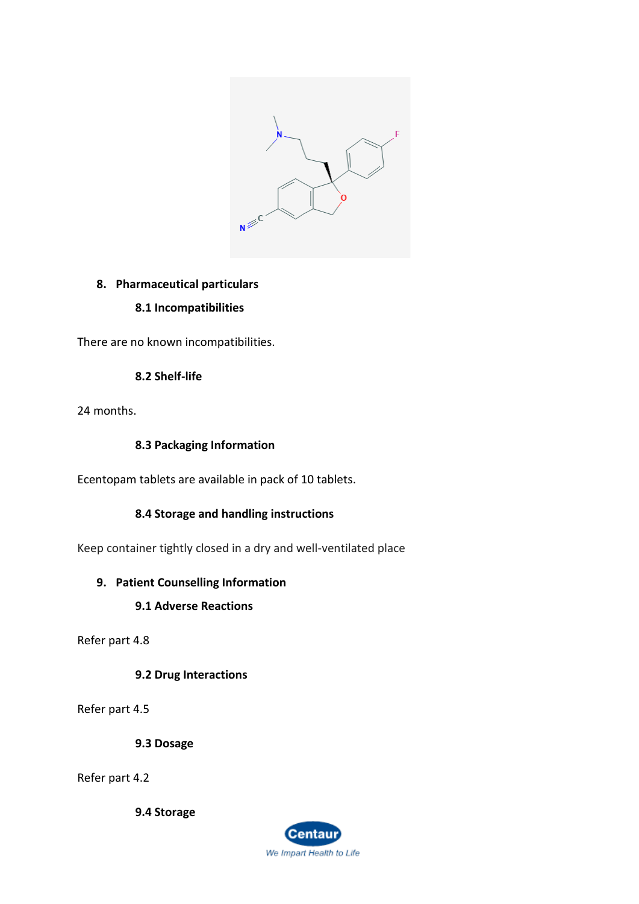## 8. Pharmaceutical particulars

### 8.1 Incompatibilities

There are no known incompatibilities.

### 8.2 Shelf-life

24 months.

### 8.3 Packaging Information

Ecentopam tablets are available in pack of 10 tablets.

### 8.4 Storage and handling instructions

Keep container tightly closed in a dry and well-ventilated place

## 9. Patient Counselling Information

### 9.1 Adverse Reactions

Refer part 4.8

### 9.2 Drug Interactions

Refer part 4.5

### 9.3 Dosage

Refer part 4.2

### 9.4 Storage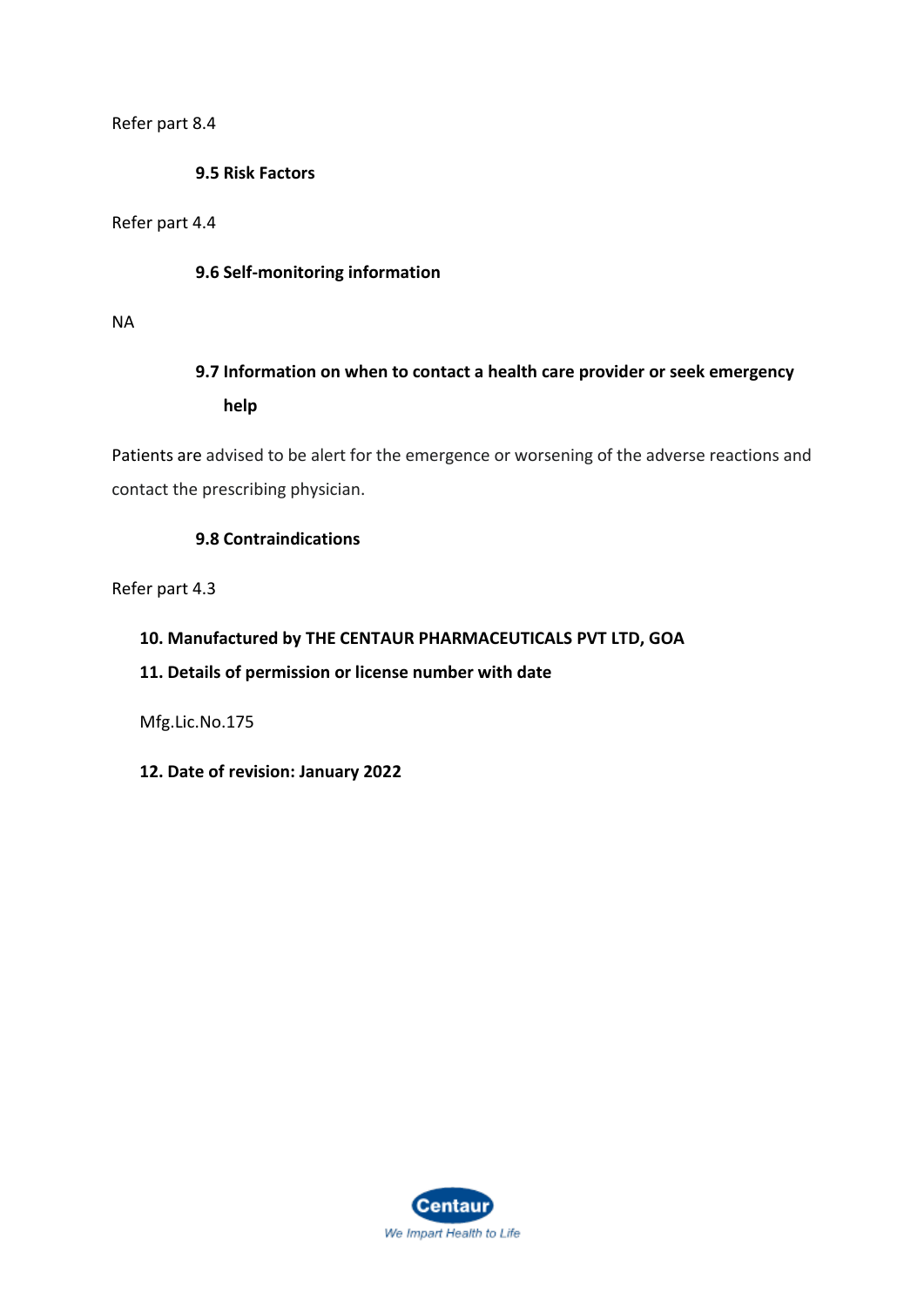Refer part 8.4

### 9.5 Risk Factors

Refer part 4.4

### 9.6 Self-monitoring information

NA

### 9.7 Information on when to contact a health care provider or seek emergency help

Patients are advised to be alert for the emergence or worsening of the adverse reactions and contact the prescribing physician.

### 9.8 Contraindications

Refer part 4.3

## 10. Manufactured by THE CENTAUR PHARMACEUTICALS PVT LTD, GOA

## 11. Details of permission or license number with date

Mfg.Lic.No.175

## 12. Date of revision: January 2022

Centaur
We Impart Health to Life